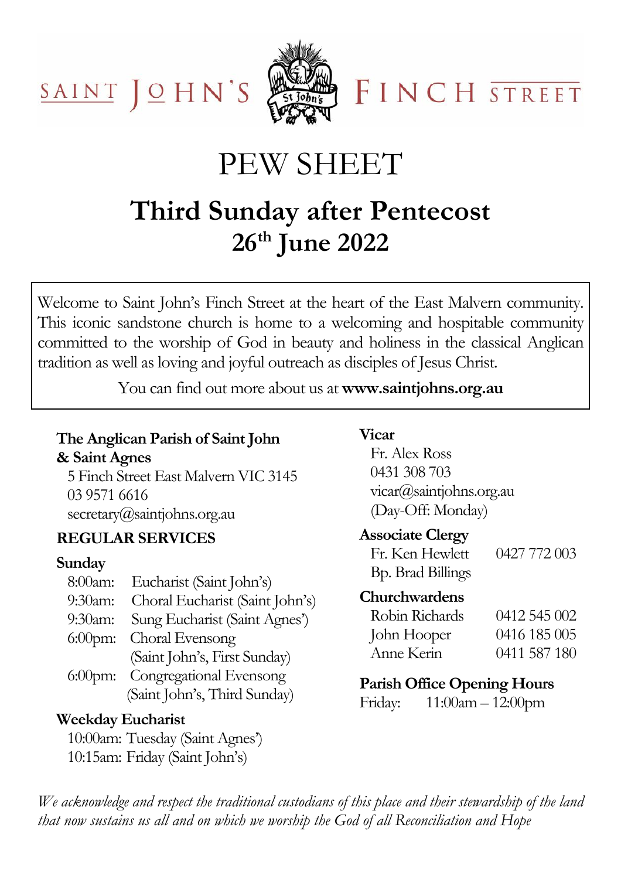SAINT JOHN'S FINCH STREET

# PEW SHEET

## Third Sunday after Pentecost
## 26th June 2022

Welcome to Saint John's Finch Street at the heart of the East Malvern community. This iconic sandstone church is home to a welcoming and hospitable community committed to the worship of God in beauty and holiness in the classical Anglican tradition as well as loving and joyful outreach as disciples of Jesus Christ.

You can find out more about us at **www.saintjohns.org.au**

**The Anglican Parish of Saint John & Saint Agnes**
5 Finch Street East Malvern VIC 3145
03 9571 6616
secretary@saintjohns.org.au

**REGULAR SERVICES**

**Sunday**
8:00am: Eucharist (Saint John's)
9:30am: Choral Eucharist (Saint John's)
9:30am: Sung Eucharist (Saint Agnes')
6:00pm: Choral Evensong (Saint John's, First Sunday)
6:00pm: Congregational Evensong (Saint John's, Third Sunday)

**Weekday Eucharist**
10:00am: Tuesday (Saint Agnes')
10:15am: Friday (Saint John's)

**Vicar**
Fr. Alex Ross
0431 308 703
vicar@saintjohns.org.au
(Day-Off: Monday)

**Associate Clergy**
Fr. Ken Hewlett 0427 772 003
Bp. Brad Billings

**Churchwardens**
Robin Richards 0412 545 002
John Hooper 0416 185 005
Anne Kerin 0411 587 180

**Parish Office Opening Hours**
Friday: 11:00am – 12:00pm

*We acknowledge and respect the traditional custodians of this place and their stewardship of the land that now sustains us all and on which we worship the God of all Reconciliation and Hope*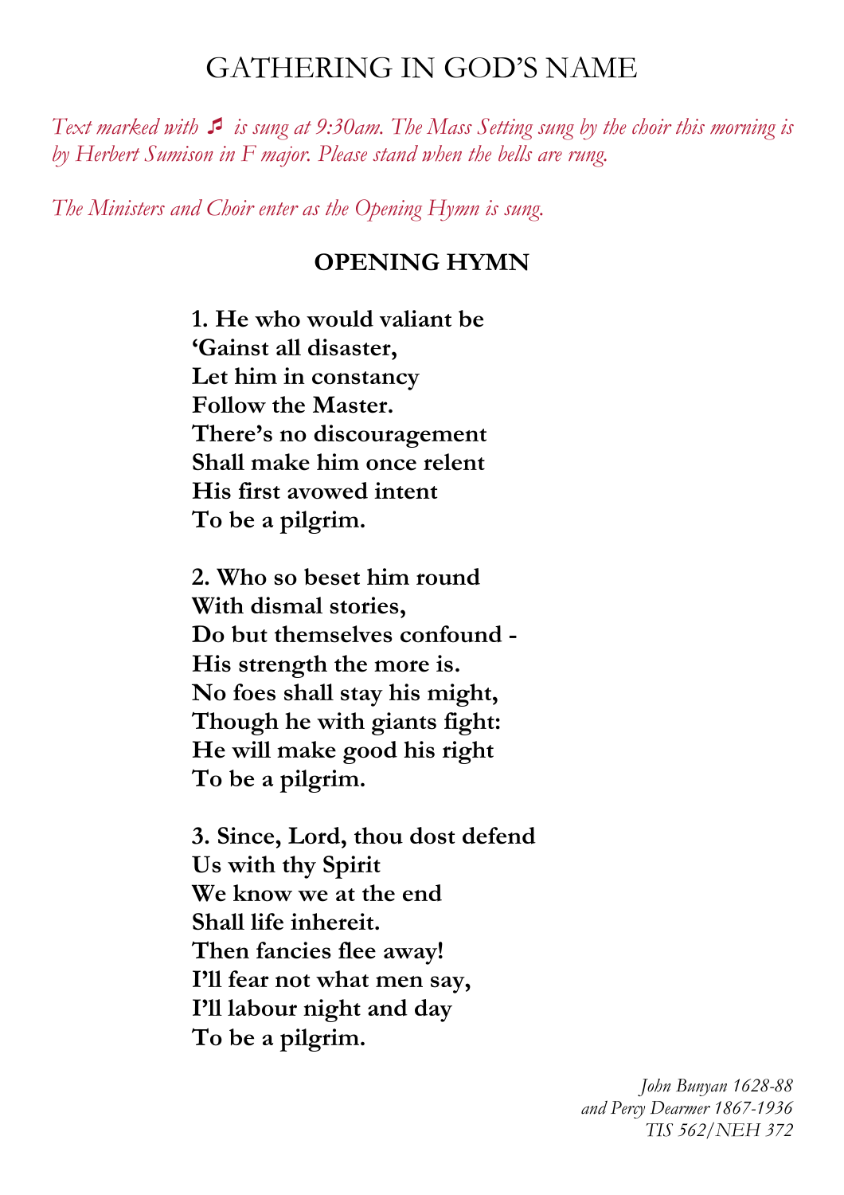# GATHERING IN GOD'S NAME

*Text marked with ♬ is sung at 9:30am. The Mass Setting sung by the choir this morning is by Herbert Sumison in F major. Please stand when the bells are rung.*

*The Ministers and Choir enter as the Opening Hymn is sung.*

## OPENING HYMN

**1. He who would valiant be**
**'Gainst all disaster,**
**Let him in constancy**
**Follow the Master.**
**There's no discouragement**
**Shall make him once relent**
**His first avowed intent**
**To be a pilgrim.**

**2. Who so beset him round**
**With dismal stories,**
**Do but themselves confound -**
**His strength the more is.**
**No foes shall stay his might,**
**Though he with giants fight:**
**He will make good his right**
**To be a pilgrim.**

**3. Since, Lord, thou dost defend**
**Us with thy Spirit**
**We know we at the end**
**Shall life inhereit.**
**Then fancies flee away!**
**I'll fear not what men say,**
**I'll labour night and day**
**To be a pilgrim.**

*John Bunyan 1628-88*
*and Percy Dearmer 1867-1936*
*TIS 562/NEH 372*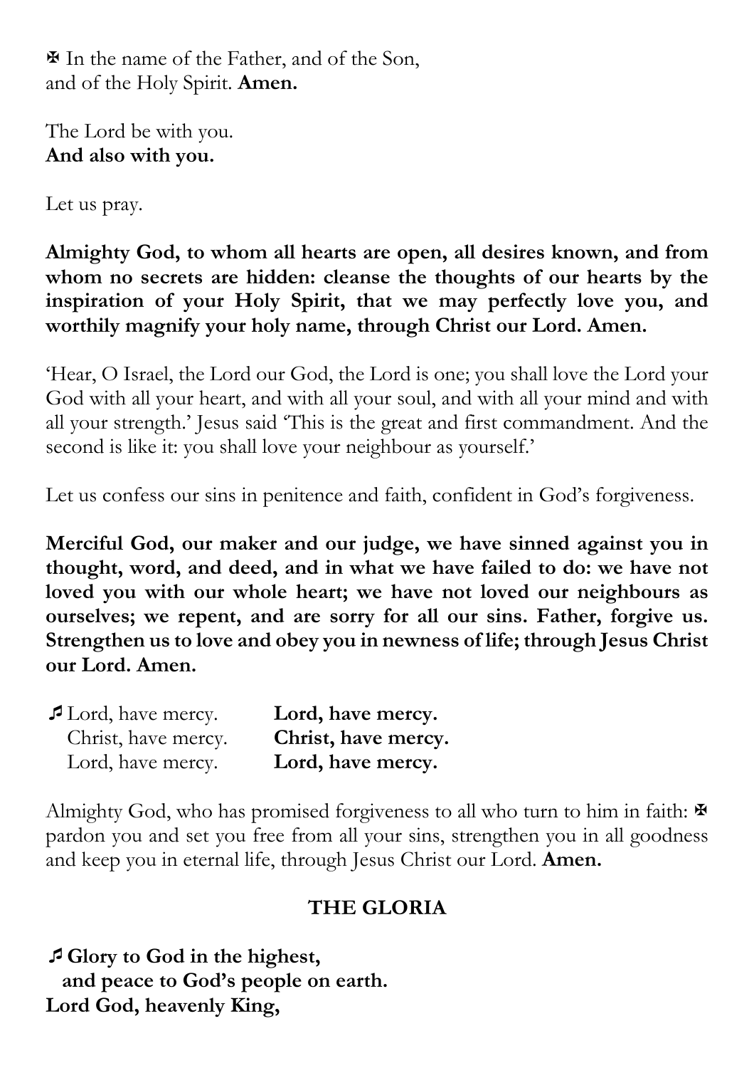✠ In the name of the Father, and of the Son,
and of the Holy Spirit. **Amen.**

The Lord be with you.
**And also with you.**

Let us pray.

**Almighty God, to whom all hearts are open, all desires known, and from whom no secrets are hidden: cleanse the thoughts of our hearts by the inspiration of your Holy Spirit, that we may perfectly love you, and worthily magnify your holy name, through Christ our Lord. Amen.**

'Hear, O Israel, the Lord our God, the Lord is one; you shall love the Lord your God with all your heart, and with all your soul, and with all your mind and with all your strength.' Jesus said 'This is the great and first commandment. And the second is like it: you shall love your neighbour as yourself.'

Let us confess our sins in penitence and faith, confident in God's forgiveness.

**Merciful God, our maker and our judge, we have sinned against you in thought, word, and deed, and in what we have failed to do: we have not loved you with our whole heart; we have not loved our neighbours as ourselves; we repent, and are sorry for all our sins. Father, forgive us. Strengthen us to love and obey you in newness of life; through Jesus Christ our Lord. Amen.**

♫ Lord, have mercy. **Lord, have mercy.**
Christ, have mercy. **Christ, have mercy.**
Lord, have mercy. **Lord, have mercy.**

Almighty God, who has promised forgiveness to all who turn to him in faith: ✠ pardon you and set you free from all your sins, strengthen you in all goodness and keep you in eternal life, through Jesus Christ our Lord. **Amen.**

## THE GLORIA

♫ **Glory to God in the highest,**
**and peace to God's people on earth.**
**Lord God, heavenly King,**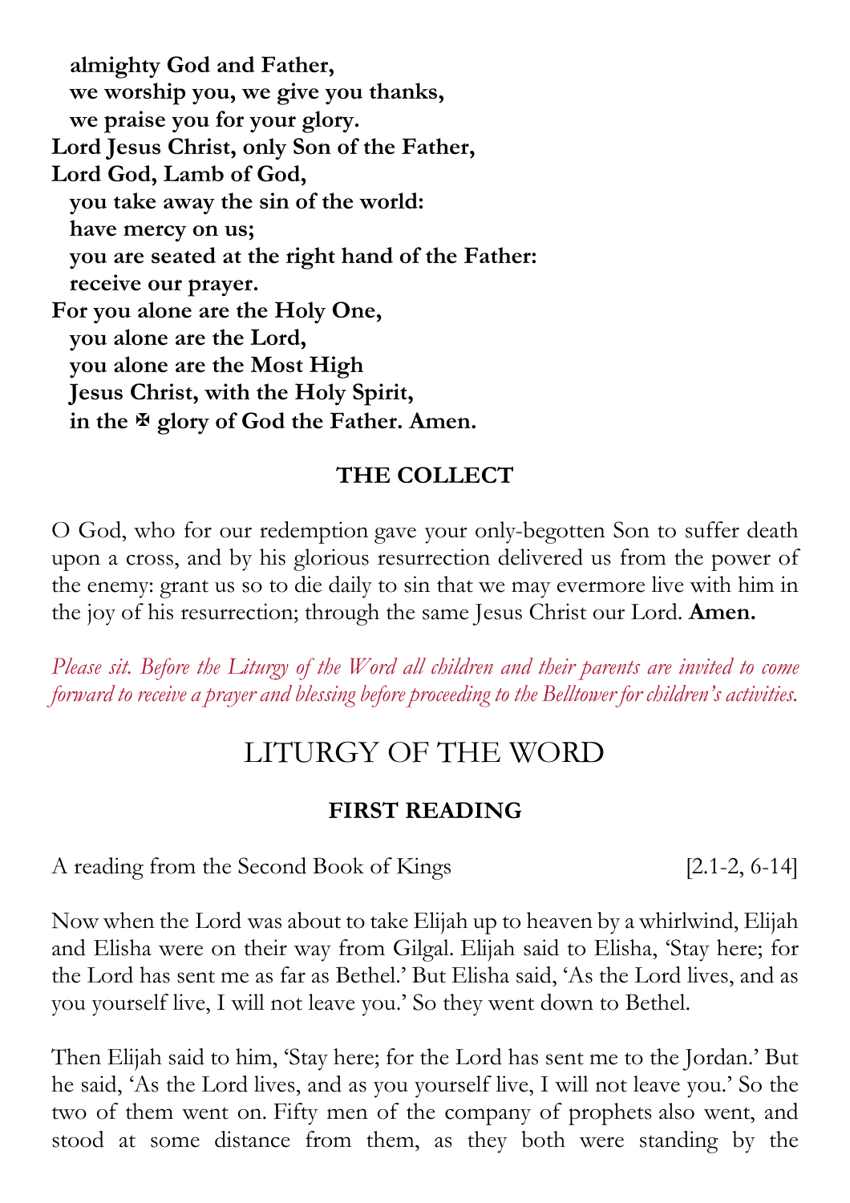**almighty God and Father,**
**we worship you, we give you thanks,**
**we praise you for your glory.**
**Lord Jesus Christ, only Son of the Father,**
**Lord God, Lamb of God,**
**you take away the sin of the world:**
**have mercy on us;**
**you are seated at the right hand of the Father:**
**receive our prayer.**
**For you alone are the Holy One,**
**you alone are the Lord,**
**you alone are the Most High**
**Jesus Christ, with the Holy Spirit,**
**in the ✠ glory of God the Father. Amen.**

### THE COLLECT

O God, who for our redemption gave your only-begotten Son to suffer death upon a cross, and by his glorious resurrection delivered us from the power of the enemy: grant us so to die daily to sin that we may evermore live with him in the joy of his resurrection; through the same Jesus Christ our Lord. **Amen.**

*Please sit. Before the Liturgy of the Word all children and their parents are invited to come forward to receive a prayer and blessing before proceeding to the Belltower for children's activities.*

## LITURGY OF THE WORD

### FIRST READING

A reading from the Second Book of Kings [2.1-2, 6-14]

Now when the Lord was about to take Elijah up to heaven by a whirlwind, Elijah and Elisha were on their way from Gilgal. Elijah said to Elisha, 'Stay here; for the Lord has sent me as far as Bethel.' But Elisha said, 'As the Lord lives, and as you yourself live, I will not leave you.' So they went down to Bethel.

Then Elijah said to him, 'Stay here; for the Lord has sent me to the Jordan.' But he said, 'As the Lord lives, and as you yourself live, I will not leave you.' So the two of them went on. Fifty men of the company of prophets also went, and stood at some distance from them, as they both were standing by the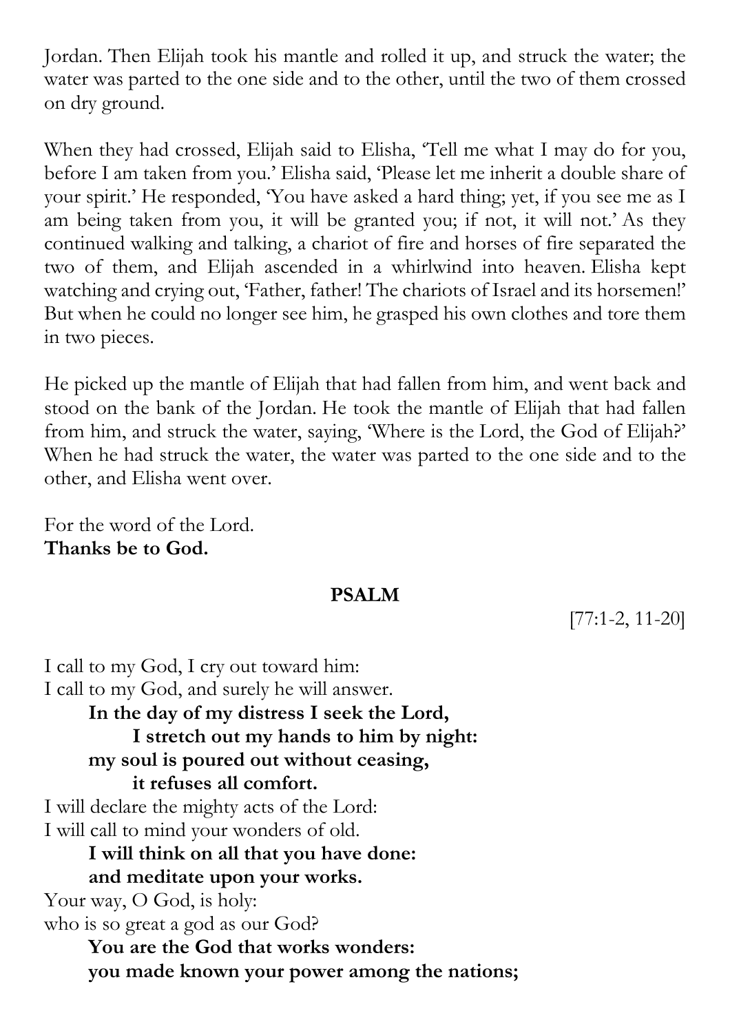Jordan. Then Elijah took his mantle and rolled it up, and struck the water; the water was parted to the one side and to the other, until the two of them crossed on dry ground.

When they had crossed, Elijah said to Elisha, 'Tell me what I may do for you, before I am taken from you.' Elisha said, 'Please let me inherit a double share of your spirit.' He responded, 'You have asked a hard thing; yet, if you see me as I am being taken from you, it will be granted you; if not, it will not.' As they continued walking and talking, a chariot of fire and horses of fire separated the two of them, and Elijah ascended in a whirlwind into heaven. Elisha kept watching and crying out, 'Father, father! The chariots of Israel and its horsemen!' But when he could no longer see him, he grasped his own clothes and tore them in two pieces.

He picked up the mantle of Elijah that had fallen from him, and went back and stood on the bank of the Jordan. He took the mantle of Elijah that had fallen from him, and struck the water, saying, 'Where is the Lord, the God of Elijah?' When he had struck the water, the water was parted to the one side and to the other, and Elisha went over.

For the word of the Lord.
**Thanks be to God.**

## PSALM

[77:1-2, 11-20]

I call to my God, I cry out toward him:
I call to my God, and surely he will answer.
**In the day of my distress I seek the Lord,**
**I stretch out my hands to him by night:**
**my soul is poured out without ceasing,**
**it refuses all comfort.**
I will declare the mighty acts of the Lord:
I will call to mind your wonders of old.
**I will think on all that you have done:**
**and meditate upon your works.**
Your way, O God, is holy:
who is so great a god as our God?
**You are the God that works wonders:**
**you made known your power among the nations;**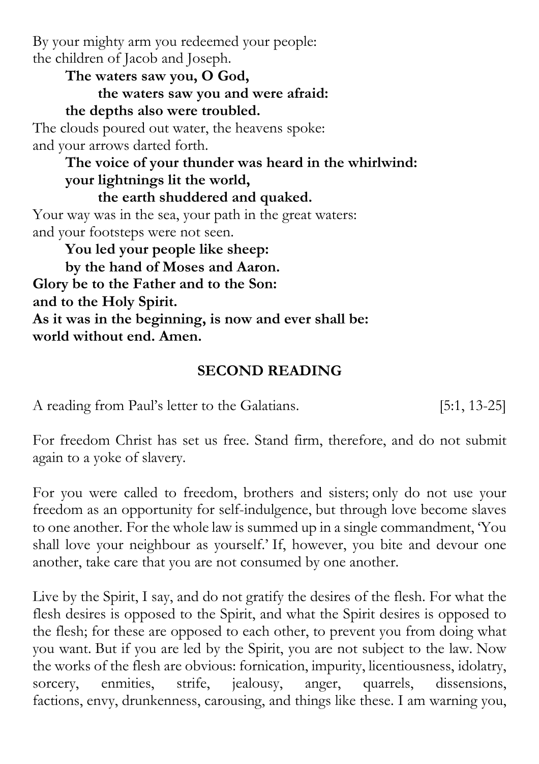By your mighty arm you redeemed your people:
the children of Jacob and Joseph.

**The waters saw you, O God,**
**the waters saw you and were afraid:**
**the depths also were troubled.**

The clouds poured out water, the heavens spoke:
and your arrows darted forth.

**The voice of your thunder was heard in the whirlwind:**
**your lightnings lit the world,**
**the earth shuddered and quaked.**

Your way was in the sea, your path in the great waters:
and your footsteps were not seen.

**You led your people like sheep:**
**by the hand of Moses and Aaron.**

**Glory be to the Father and to the Son:**
**and to the Holy Spirit.**
**As it was in the beginning, is now and ever shall be:**
**world without end. Amen.**

## SECOND READING

A reading from Paul's letter to the Galatians. [5:1, 13-25]

For freedom Christ has set us free. Stand firm, therefore, and do not submit again to a yoke of slavery.

For you were called to freedom, brothers and sisters; only do not use your freedom as an opportunity for self-indulgence, but through love become slaves to one another. For the whole law is summed up in a single commandment, 'You shall love your neighbour as yourself.' If, however, you bite and devour one another, take care that you are not consumed by one another.

Live by the Spirit, I say, and do not gratify the desires of the flesh. For what the flesh desires is opposed to the Spirit, and what the Spirit desires is opposed to the flesh; for these are opposed to each other, to prevent you from doing what you want. But if you are led by the Spirit, you are not subject to the law. Now the works of the flesh are obvious: fornication, impurity, licentiousness, idolatry, sorcery, enmities, strife, jealousy, anger, quarrels, dissensions, factions, envy, drunkenness, carousing, and things like these. I am warning you,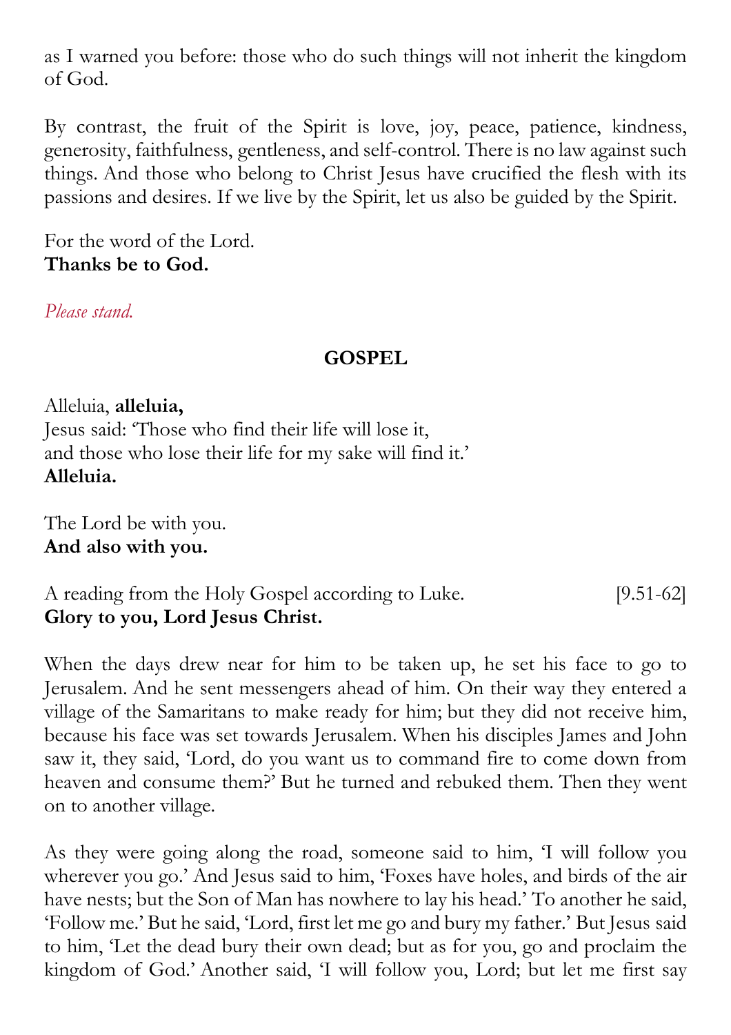as I warned you before: those who do such things will not inherit the kingdom of God.

By contrast, the fruit of the Spirit is love, joy, peace, patience, kindness, generosity, faithfulness, gentleness, and self-control. There is no law against such things. And those who belong to Christ Jesus have crucified the flesh with its passions and desires. If we live by the Spirit, let us also be guided by the Spirit.

For the word of the Lord.
**Thanks be to God.**

*Please stand.*

## GOSPEL

Alleluia, **alleluia,**
Jesus said: 'Those who find their life will lose it,
and those who lose their life for my sake will find it.'
**Alleluia.**

The Lord be with you.
**And also with you.**

A reading from the Holy Gospel according to Luke. [9.51-62]
**Glory to you, Lord Jesus Christ.**

When the days drew near for him to be taken up, he set his face to go to Jerusalem. And he sent messengers ahead of him. On their way they entered a village of the Samaritans to make ready for him; but they did not receive him, because his face was set towards Jerusalem. When his disciples James and John saw it, they said, 'Lord, do you want us to command fire to come down from heaven and consume them?' But he turned and rebuked them. Then they went on to another village.

As they were going along the road, someone said to him, 'I will follow you wherever you go.' And Jesus said to him, 'Foxes have holes, and birds of the air have nests; but the Son of Man has nowhere to lay his head.' To another he said, 'Follow me.' But he said, 'Lord, first let me go and bury my father.' But Jesus said to him, 'Let the dead bury their own dead; but as for you, go and proclaim the kingdom of God.' Another said, 'I will follow you, Lord; but let me first say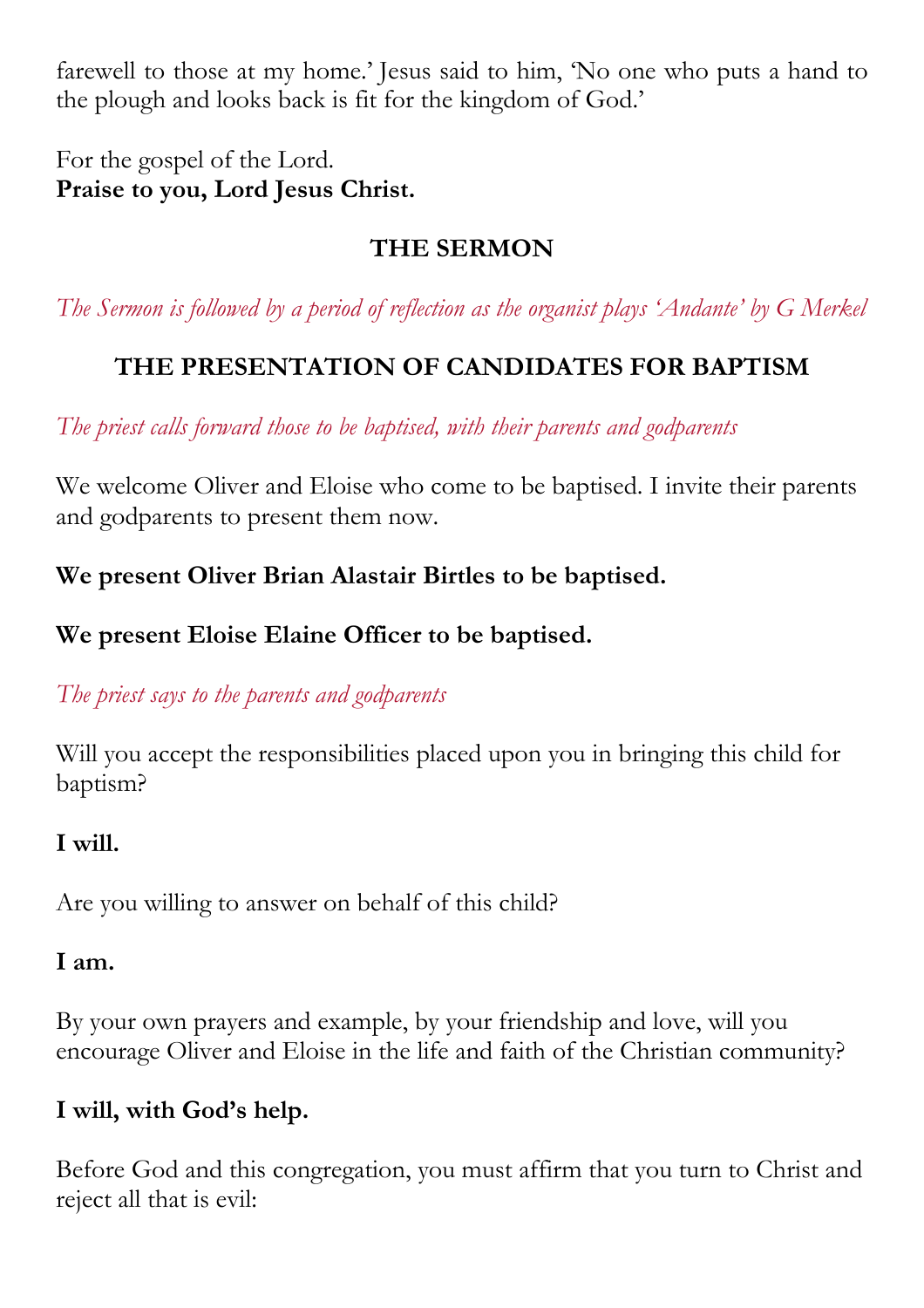farewell to those at my home.' Jesus said to him, 'No one who puts a hand to the plough and looks back is fit for the kingdom of God.'

For the gospel of the Lord.
**Praise to you, Lord Jesus Christ.**

## THE SERMON

*The Sermon is followed by a period of reflection as the organist plays 'Andante' by G Merkel*

## THE PRESENTATION OF CANDIDATES FOR BAPTISM

*The priest calls forward those to be baptised, with their parents and godparents*

We welcome Oliver and Eloise who come to be baptised. I invite their parents and godparents to present them now.

**We present Oliver Brian Alastair Birtles to be baptised.**

**We present Eloise Elaine Officer to be baptised.**

*The priest says to the parents and godparents*

Will you accept the responsibilities placed upon you in bringing this child for baptism?

**I will.**

Are you willing to answer on behalf of this child?

**I am.**

By your own prayers and example, by your friendship and love, will you encourage Oliver and Eloise in the life and faith of the Christian community?

**I will, with God's help.**

Before God and this congregation, you must affirm that you turn to Christ and reject all that is evil: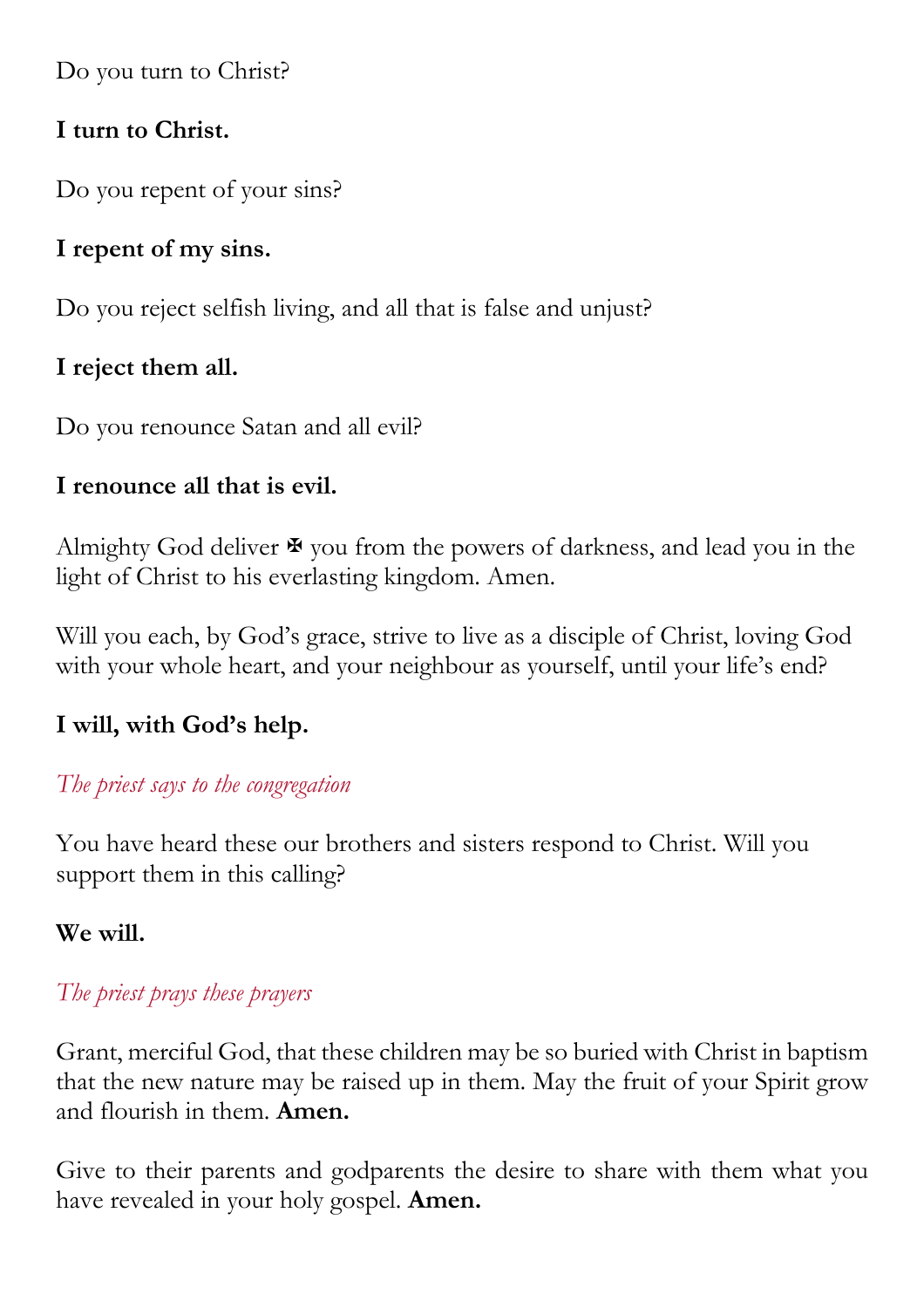Do you turn to Christ?

**I turn to Christ.**

Do you repent of your sins?

**I repent of my sins.**

Do you reject selfish living, and all that is false and unjust?

**I reject them all.**

Do you renounce Satan and all evil?

**I renounce all that is evil.**

Almighty God deliver ✠ you from the powers of darkness, and lead you in the light of Christ to his everlasting kingdom. Amen.

Will you each, by God's grace, strive to live as a disciple of Christ, loving God with your whole heart, and your neighbour as yourself, until your life's end?

**I will, with God's help.**

*The priest says to the congregation*

You have heard these our brothers and sisters respond to Christ. Will you support them in this calling?

**We will.**

*The priest prays these prayers*

Grant, merciful God, that these children may be so buried with Christ in baptism that the new nature may be raised up in them. May the fruit of your Spirit grow and flourish in them. **Amen.**

Give to their parents and godparents the desire to share with them what you have revealed in your holy gospel. **Amen.**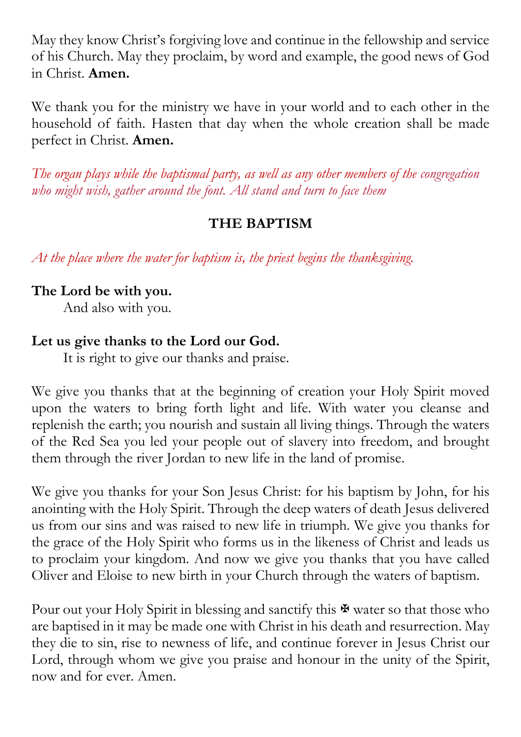May they know Christ's forgiving love and continue in the fellowship and service of his Church. May they proclaim, by word and example, the good news of God in Christ. **Amen.**

We thank you for the ministry we have in your world and to each other in the household of faith. Hasten that day when the whole creation shall be made perfect in Christ. **Amen.**

*The organ plays while the baptismal party, as well as any other members of the congregation who might wish, gather around the font. All stand and turn to face them*

## THE BAPTISM

*At the place where the water for baptism is, the priest begins the thanksgiving.*

**The Lord be with you.**
And also with you.

**Let us give thanks to the Lord our God.**
It is right to give our thanks and praise.

We give you thanks that at the beginning of creation your Holy Spirit moved upon the waters to bring forth light and life. With water you cleanse and replenish the earth; you nourish and sustain all living things. Through the waters of the Red Sea you led your people out of slavery into freedom, and brought them through the river Jordan to new life in the land of promise.

We give you thanks for your Son Jesus Christ: for his baptism by John, for his anointing with the Holy Spirit. Through the deep waters of death Jesus delivered us from our sins and was raised to new life in triumph. We give you thanks for the grace of the Holy Spirit who forms us in the likeness of Christ and leads us to proclaim your kingdom. And now we give you thanks that you have called Oliver and Eloise to new birth in your Church through the waters of baptism.

Pour out your Holy Spirit in blessing and sanctify this ✠ water so that those who are baptised in it may be made one with Christ in his death and resurrection. May they die to sin, rise to newness of life, and continue forever in Jesus Christ our Lord, through whom we give you praise and honour in the unity of the Spirit, now and for ever. Amen.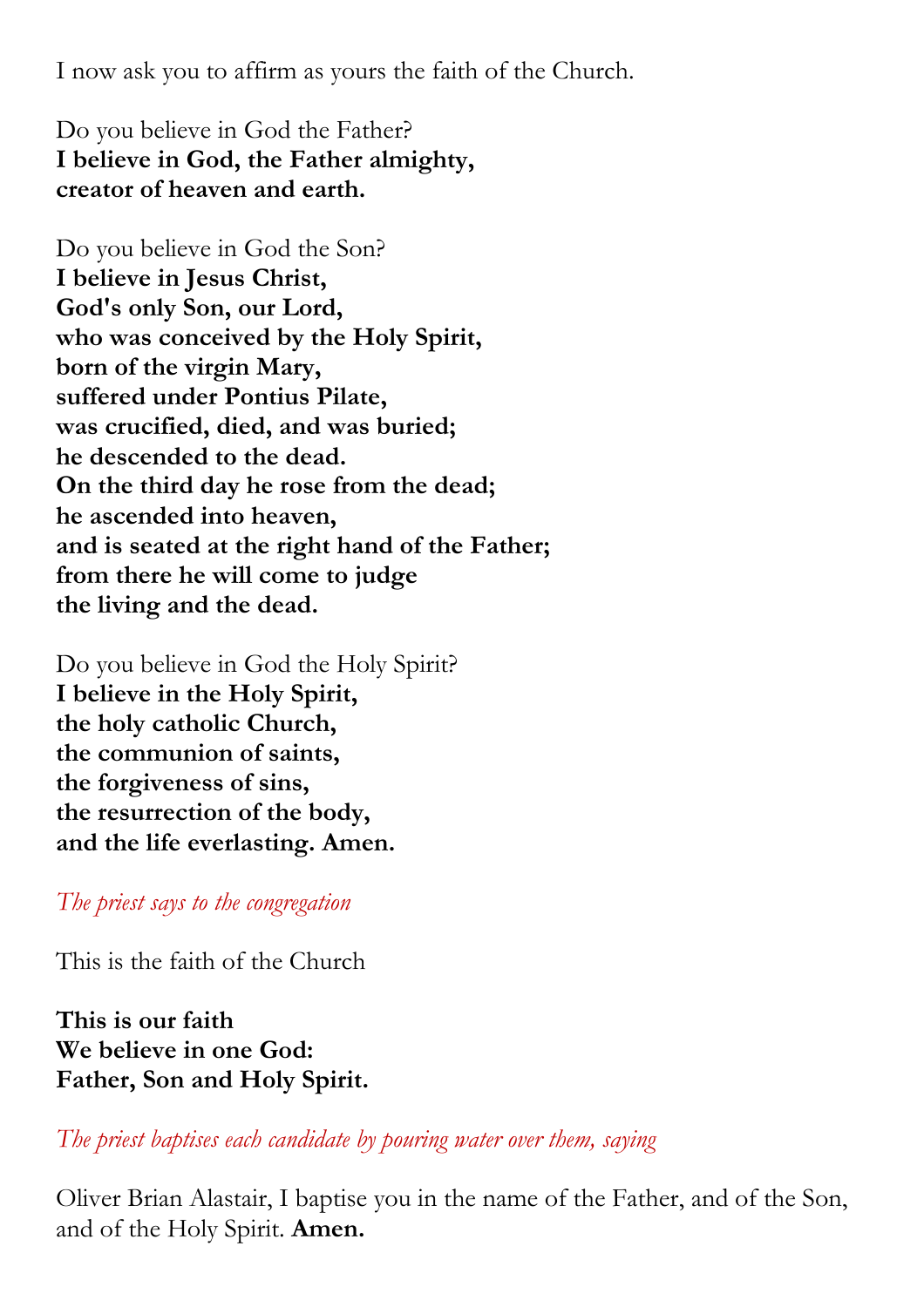I now ask you to affirm as yours the faith of the Church.

Do you believe in God the Father?
**I believe in God, the Father almighty,**
**creator of heaven and earth.**

Do you believe in God the Son?
**I believe in Jesus Christ,**
**God's only Son, our Lord,**
**who was conceived by the Holy Spirit,**
**born of the virgin Mary,**
**suffered under Pontius Pilate,**
**was crucified, died, and was buried;**
**he descended to the dead.**
**On the third day he rose from the dead;**
**he ascended into heaven,**
**and is seated at the right hand of the Father;**
**from there he will come to judge**
**the living and the dead.**

Do you believe in God the Holy Spirit?
**I believe in the Holy Spirit,**
**the holy catholic Church,**
**the communion of saints,**
**the forgiveness of sins,**
**the resurrection of the body,**
**and the life everlasting. Amen.**

*The priest says to the congregation*

This is the faith of the Church

**This is our faith**
**We believe in one God:**
**Father, Son and Holy Spirit.**

*The priest baptises each candidate by pouring water over them, saying*

Oliver Brian Alastair, I baptise you in the name of the Father, and of the Son, and of the Holy Spirit. **Amen.**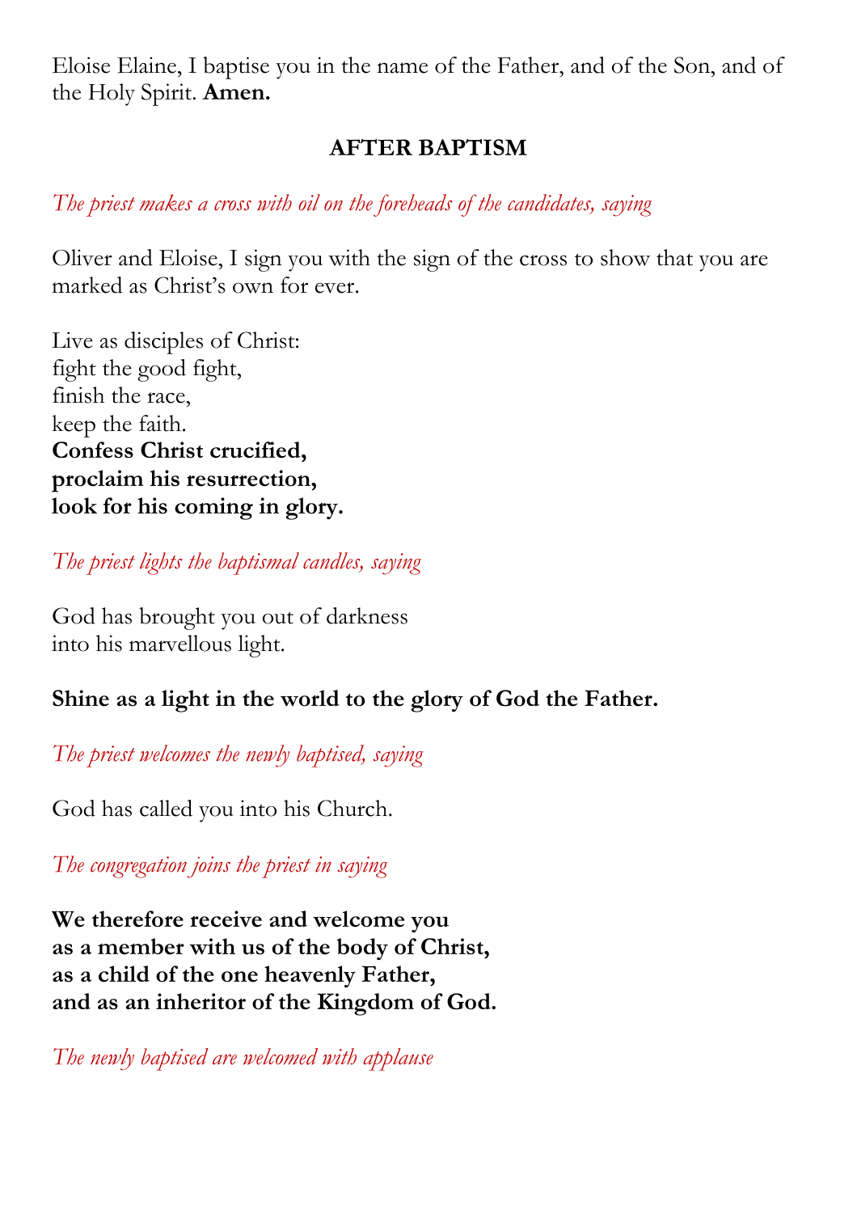Eloise Elaine, I baptise you in the name of the Father, and of the Son, and of the Holy Spirit. **Amen.**

## AFTER BAPTISM

*The priest makes a cross with oil on the foreheads of the candidates, saying*

Oliver and Eloise, I sign you with the sign of the cross to show that you are marked as Christ's own for ever.

Live as disciples of Christ:
fight the good fight,
finish the race,
keep the faith.
**Confess Christ crucified,**
**proclaim his resurrection,**
**look for his coming in glory.**

*The priest lights the baptismal candles, saying*

God has brought you out of darkness
into his marvellous light.

**Shine as a light in the world to the glory of God the Father.**

*The priest welcomes the newly baptised, saying*

God has called you into his Church.

*The congregation joins the priest in saying*

**We therefore receive and welcome you**
**as a member with us of the body of Christ,**
**as a child of the one heavenly Father,**
**and as an inheritor of the Kingdom of God.**

*The newly baptised are welcomed with applause*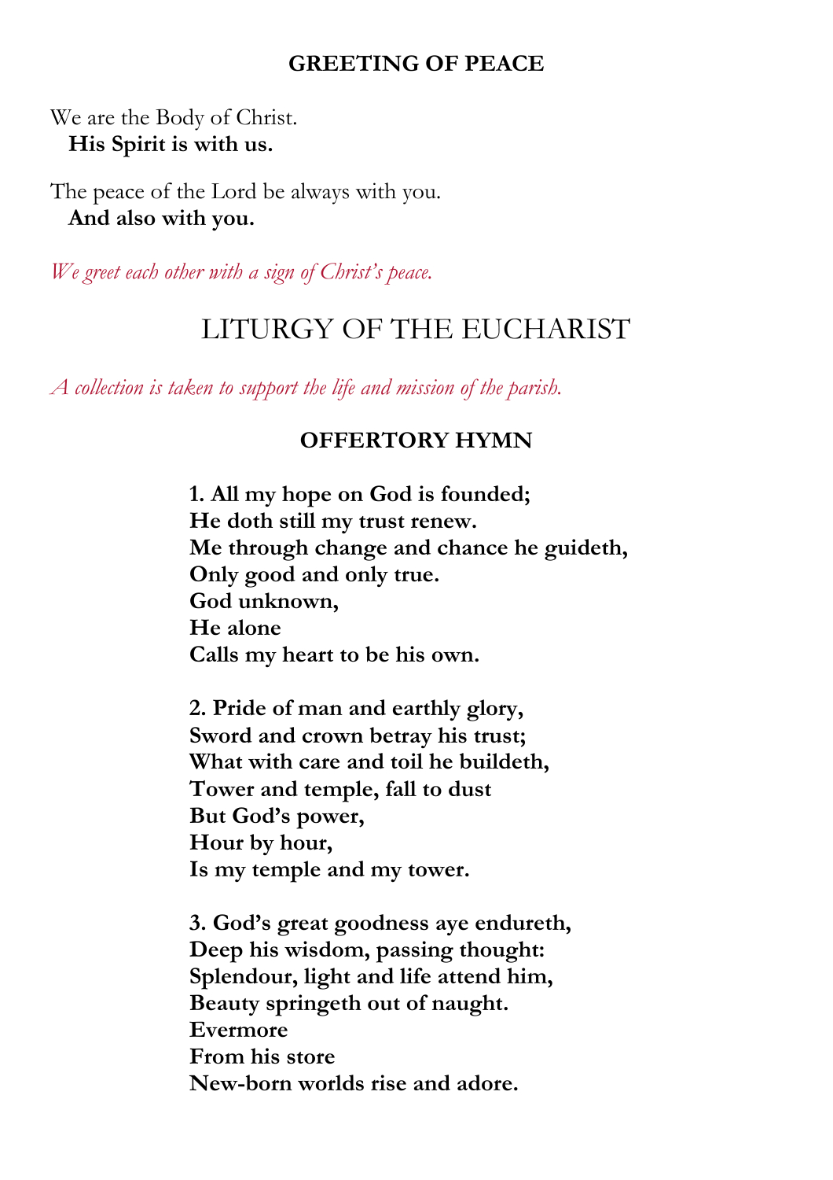### GREETING OF PEACE

We are the Body of Christ.
**His Spirit is with us.**

The peace of the Lord be always with you.
**And also with you.**

*We greet each other with a sign of Christ's peace.*

## LITURGY OF THE EUCHARIST

*A collection is taken to support the life and mission of the parish.*

### OFFERTORY HYMN

**1. All my hope on God is founded;**
**He doth still my trust renew.**
**Me through change and chance he guideth,**
**Only good and only true.**
**God unknown,**
**He alone**
**Calls my heart to be his own.**

**2. Pride of man and earthly glory,**
**Sword and crown betray his trust;**
**What with care and toil he buildeth,**
**Tower and temple, fall to dust**
**But God's power,**
**Hour by hour,**
**Is my temple and my tower.**

**3. God's great goodness aye endureth,**
**Deep his wisdom, passing thought:**
**Splendour, light and life attend him,**
**Beauty springeth out of naught.**
**Evermore**
**From his store**
**New-born worlds rise and adore.**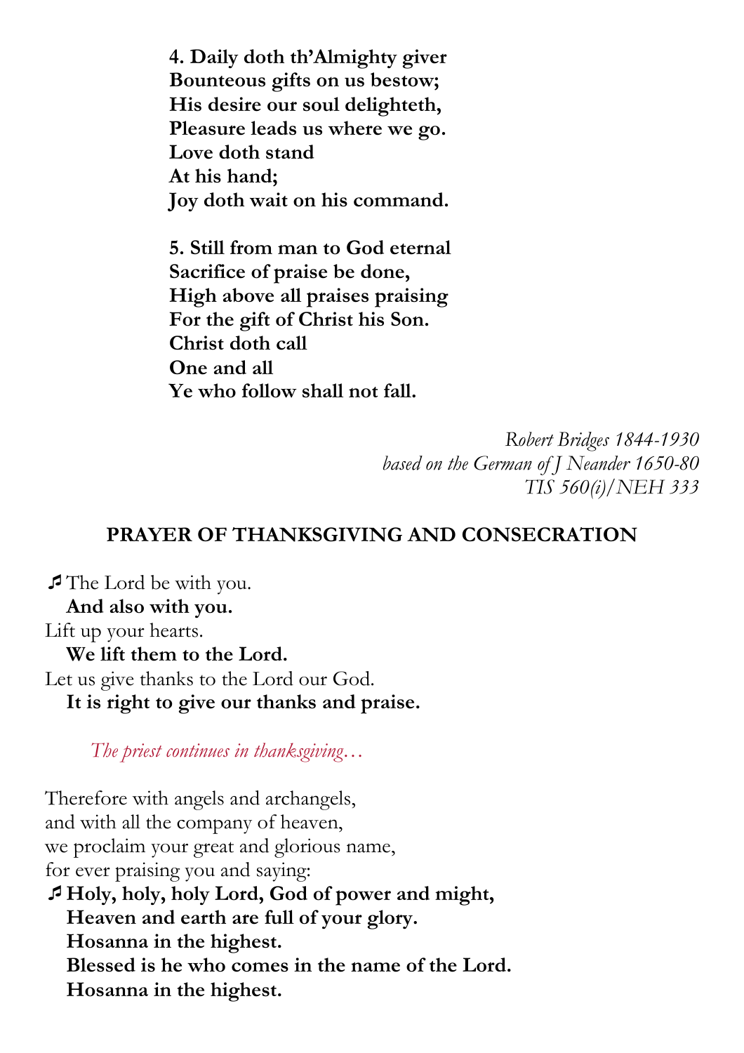**4. Daily doth th'Almighty giver**
**Bounteous gifts on us bestow;**
**His desire our soul delighteth,**
**Pleasure leads us where we go.**
**Love doth stand**
**At his hand;**
**Joy doth wait on his command.**

**5. Still from man to God eternal**
**Sacrifice of praise be done,**
**High above all praises praising**
**For the gift of Christ his Son.**
**Christ doth call**
**One and all**
**Ye who follow shall not fall.**

*Robert Bridges 1844-1930*
*based on the German of J Neander 1650-80*
*TIS 560(i)/NEH 333*

## PRAYER OF THANKSGIVING AND CONSECRATION

♫ The Lord be with you.
**And also with you.**
Lift up your hearts.
**We lift them to the Lord.**
Let us give thanks to the Lord our God.
**It is right to give our thanks and praise.**

*The priest continues in thanksgiving…*

Therefore with angels and archangels,
and with all the company of heaven,
we proclaim your great and glorious name,
for ever praising you and saying:
♫ **Holy, holy, holy Lord, God of power and might,**
**Heaven and earth are full of your glory.**
**Hosanna in the highest.**
**Blessed is he who comes in the name of the Lord.**
**Hosanna in the highest.**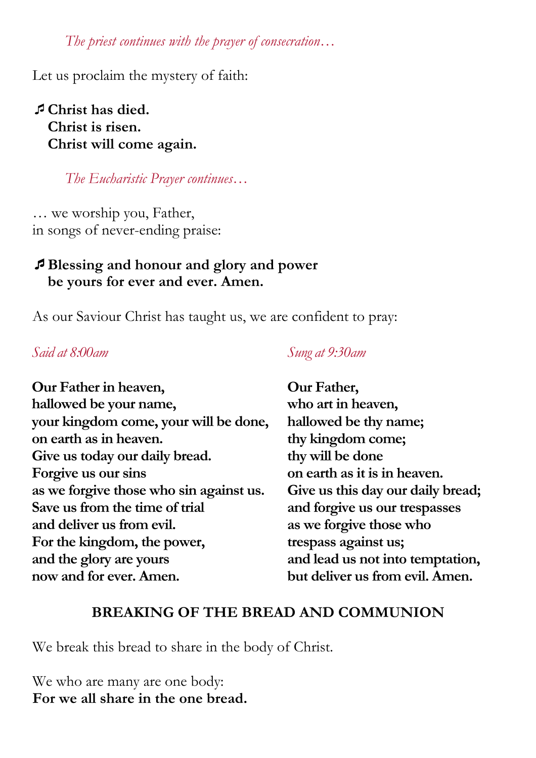*The priest continues with the prayer of consecration…*

Let us proclaim the mystery of faith:

♬ **Christ has died.**
**Christ is risen.**
**Christ will come again.**

*The Eucharistic Prayer continues…*

… we worship you, Father,
in songs of never-ending praise:

♬ **Blessing and honour and glory and power**
**be yours for ever and ever. Amen.**

As our Saviour Christ has taught us, we are confident to pray:

*Said at 8:00am*

**Our Father in heaven,**
**hallowed be your name,**
**your kingdom come, your will be done,**
**on earth as in heaven.**
**Give us today our daily bread.**
**Forgive us our sins**
**as we forgive those who sin against us.**
**Save us from the time of trial**
**and deliver us from evil.**
**For the kingdom, the power,**
**and the glory are yours**
**now and for ever. Amen.**

*Sung at 9:30am*

**Our Father,**
**who art in heaven,**
**hallowed be thy name;**
**thy kingdom come;**
**thy will be done**
**on earth as it is in heaven.**
**Give us this day our daily bread;**
**and forgive us our trespasses**
**as we forgive those who**
**trespass against us;**
**and lead us not into temptation,**
**but deliver us from evil. Amen.**

## BREAKING OF THE BREAD AND COMMUNION

We break this bread to share in the body of Christ.

We who are many are one body:
**For we all share in the one bread.**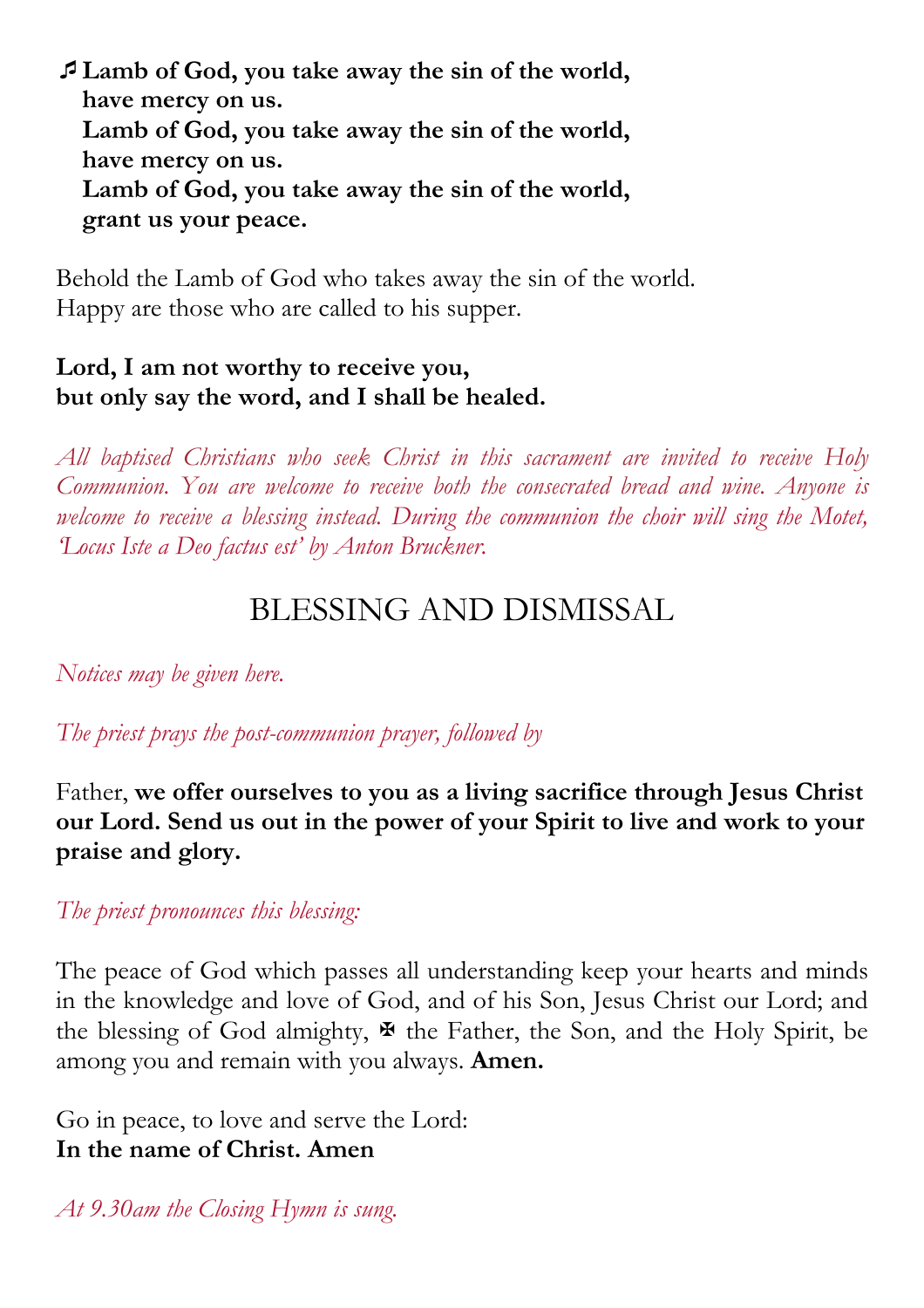♬ **Lamb of God, you take away the sin of the world,**
**have mercy on us.**
**Lamb of God, you take away the sin of the world,**
**have mercy on us.**
**Lamb of God, you take away the sin of the world,**
**grant us your peace.**

Behold the Lamb of God who takes away the sin of the world.
Happy are those who are called to his supper.

**Lord, I am not worthy to receive you,**
**but only say the word, and I shall be healed.**

*All baptised Christians who seek Christ in this sacrament are invited to receive Holy Communion. You are welcome to receive both the consecrated bread and wine. Anyone is welcome to receive a blessing instead. During the communion the choir will sing the Motet, 'Locus Iste a Deo factus est' by Anton Bruckner.*

## BLESSING AND DISMISSAL

*Notices may be given here.*

*The priest prays the post-communion prayer, followed by*

Father, **we offer ourselves to you as a living sacrifice through Jesus Christ our Lord. Send us out in the power of your Spirit to live and work to your praise and glory.**

*The priest pronounces this blessing:*

The peace of God which passes all understanding keep your hearts and minds in the knowledge and love of God, and of his Son, Jesus Christ our Lord; and the blessing of God almighty, ✠ the Father, the Son, and the Holy Spirit, be among you and remain with you always. **Amen.**

Go in peace, to love and serve the Lord:
**In the name of Christ. Amen**

*At 9.30am the Closing Hymn is sung.*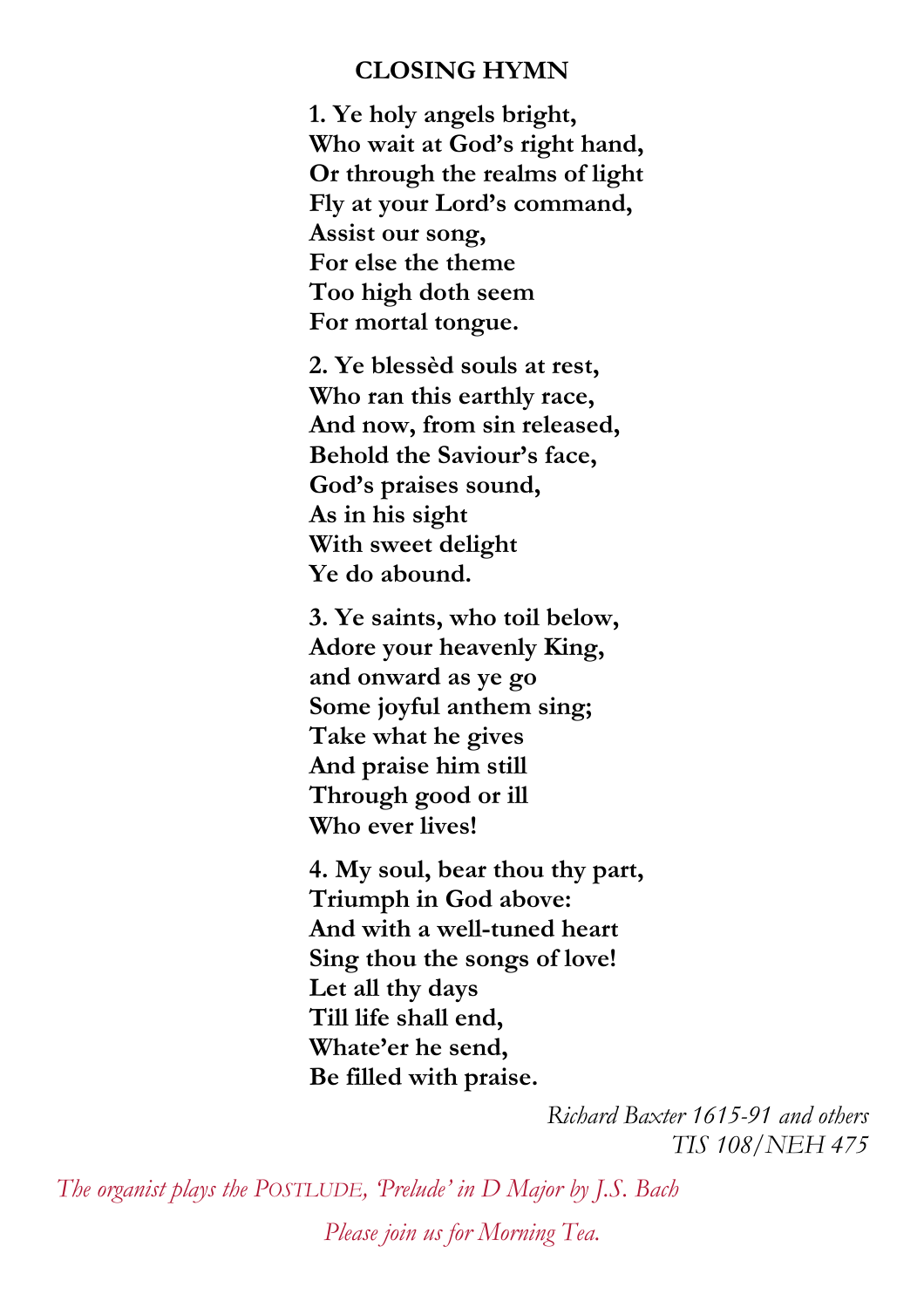## CLOSING HYMN

**1. Ye holy angels bright,**
**Who wait at God's right hand,**
**Or through the realms of light**
**Fly at your Lord's command,**
**Assist our song,**
**For else the theme**
**Too high doth seem**
**For mortal tongue.**

**2. Ye blessèd souls at rest,**
**Who ran this earthly race,**
**And now, from sin released,**
**Behold the Saviour's face,**
**God's praises sound,**
**As in his sight**
**With sweet delight**
**Ye do abound.**

**3. Ye saints, who toil below,**
**Adore your heavenly King,**
**and onward as ye go**
**Some joyful anthem sing;**
**Take what he gives**
**And praise him still**
**Through good or ill**
**Who ever lives!**

**4. My soul, bear thou thy part,**
**Triumph in God above:**
**And with a well-tuned heart**
**Sing thou the songs of love!**
**Let all thy days**
**Till life shall end,**
**Whate'er he send,**
**Be filled with praise.**

*Richard Baxter 1615-91 and others*
*TIS 108/NEH 475*

*The organist plays the POSTLUDE, 'Prelude' in D Major by J.S. Bach*

*Please join us for Morning Tea.*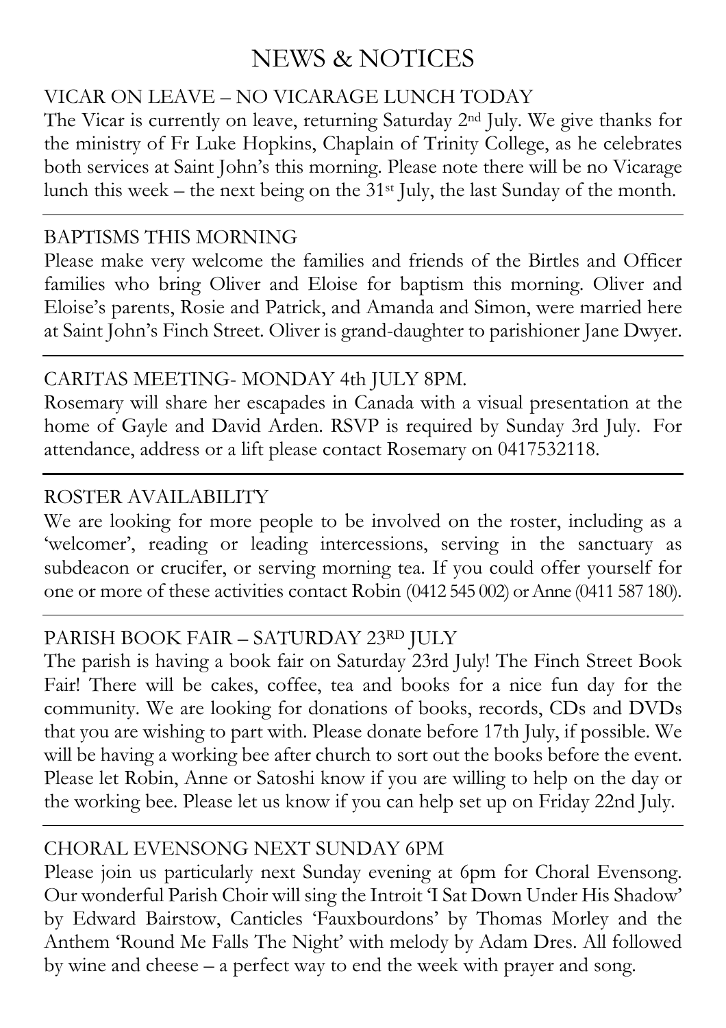# NEWS & NOTICES

## VICAR ON LEAVE – NO VICARAGE LUNCH TODAY

The Vicar is currently on leave, returning Saturday 2nd July. We give thanks for the ministry of Fr Luke Hopkins, Chaplain of Trinity College, as he celebrates both services at Saint John's this morning. Please note there will be no Vicarage lunch this week – the next being on the 31st July, the last Sunday of the month.

---

## BAPTISMS THIS MORNING

Please make very welcome the families and friends of the Birtles and Officer families who bring Oliver and Eloise for baptism this morning. Oliver and Eloise's parents, Rosie and Patrick, and Amanda and Simon, were married here at Saint John's Finch Street. Oliver is grand-daughter to parishioner Jane Dwyer.

---

## CARITAS MEETING- MONDAY 4th JULY 8PM.

Rosemary will share her escapades in Canada with a visual presentation at the home of Gayle and David Arden. RSVP is required by Sunday 3rd July. For attendance, address or a lift please contact Rosemary on 0417532118.

---

## ROSTER AVAILABILITY

We are looking for more people to be involved on the roster, including as a 'welcomer', reading or leading intercessions, serving in the sanctuary as subdeacon or crucifer, or serving morning tea. If you could offer yourself for one or more of these activities contact Robin (0412 545 002) or Anne (0411 587 180).

---

## PARISH BOOK FAIR – SATURDAY 23RD JULY

The parish is having a book fair on Saturday 23rd July! The Finch Street Book Fair! There will be cakes, coffee, tea and books for a nice fun day for the community. We are looking for donations of books, records, CDs and DVDs that you are wishing to part with. Please donate before 17th July, if possible. We will be having a working bee after church to sort out the books before the event. Please let Robin, Anne or Satoshi know if you are willing to help on the day or the working bee. Please let us know if you can help set up on Friday 22nd July.

---

## CHORAL EVENSONG NEXT SUNDAY 6PM

Please join us particularly next Sunday evening at 6pm for Choral Evensong. Our wonderful Parish Choir will sing the Introit 'I Sat Down Under His Shadow' by Edward Bairstow, Canticles 'Fauxbourdons' by Thomas Morley and the Anthem 'Round Me Falls The Night' with melody by Adam Dres. All followed by wine and cheese – a perfect way to end the week with prayer and song.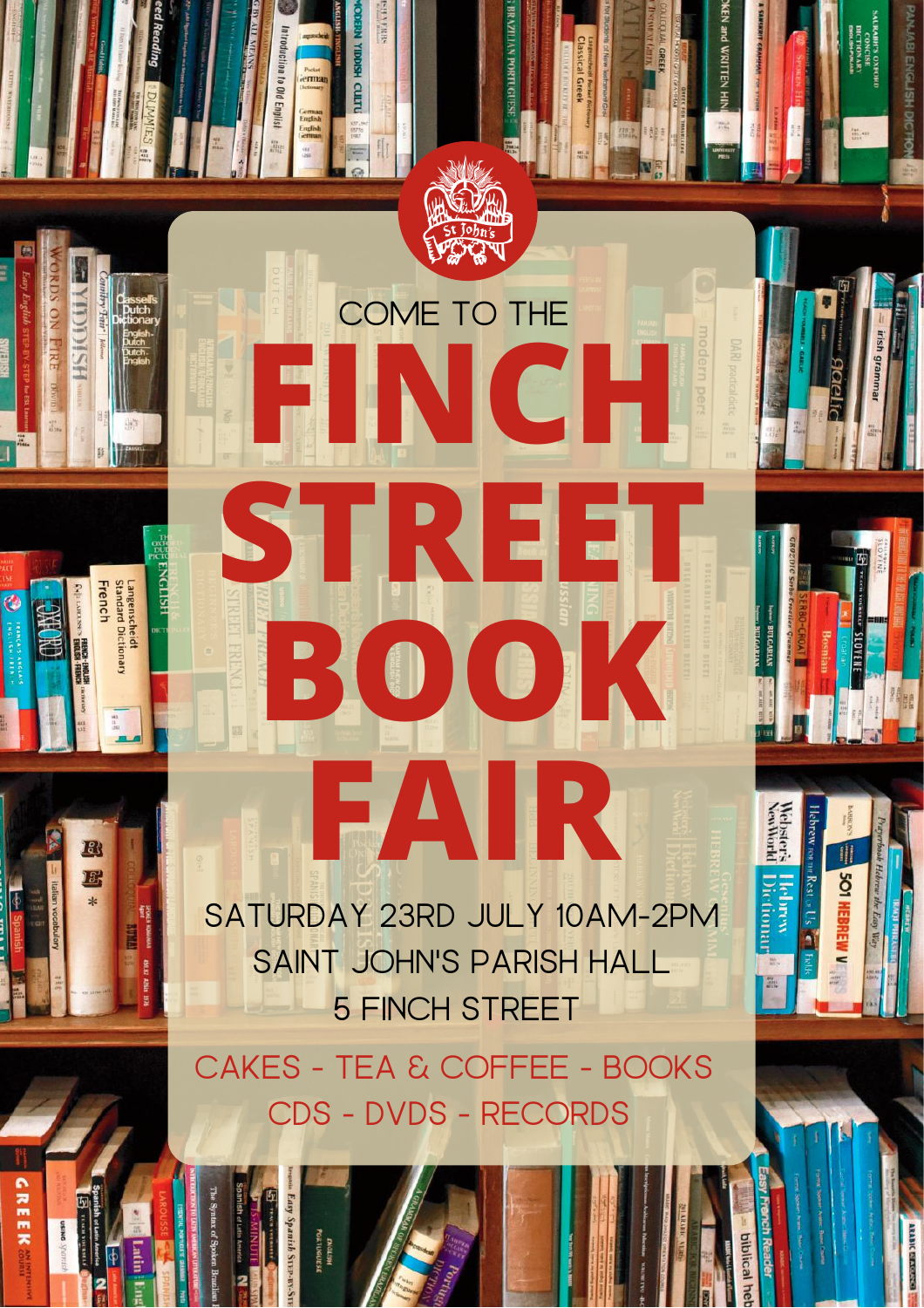St John's

COME TO THE

# FINCH STREET BOOK FAIR

SATURDAY 23RD JULY 10AM-2PM

SAINT JOHN'S PARISH HALL

5 FINCH STREET

CAKES - TEA & COFFEE - BOOKS

CDS - DVDS - RECORDS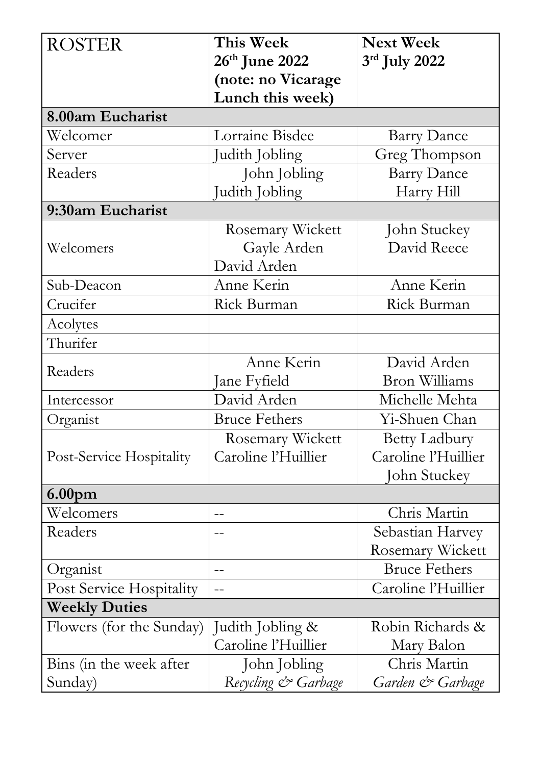| ROSTER | **This Week 26th June 2022 (note: no Vicarage Lunch this week)** | **Next Week 3rd July 2022** |
|---|---|---|
| **8.00am Eucharist** | | |
| Welcomer | Lorraine Bisdee | Barry Dance |
| Server | Judith Jobling | Greg Thompson |
| Readers | John Jobling<br>Judith Jobling | Barry Dance<br>Harry Hill |
| **9:30am Eucharist** | | |
| Welcomers | Rosemary Wickett<br>Gayle Arden<br>David Arden | John Stuckey<br>David Reece |
| Sub-Deacon | Anne Kerin | Anne Kerin |
| Crucifer | Rick Burman | Rick Burman |
| Acolytes | | |
| Thurifer | | |
| Readers | Anne Kerin<br>Jane Fyfield | David Arden<br>Bron Williams |
| Intercessor | David Arden | Michelle Mehta |
| Organist | Bruce Fethers | Yi-Shuen Chan |
| Post-Service Hospitality | Rosemary Wickett<br>Caroline l'Huillier | Betty Ladbury<br>Caroline l'Huillier<br>John Stuckey |
| **6.00pm** | | |
| Welcomers | -- | Chris Martin |
| Readers | -- | Sebastian Harvey<br>Rosemary Wickett |
| Organist | -- | Bruce Fethers |
| Post Service Hospitality | -- | Caroline l'Huillier |
| **Weekly Duties** | | |
| Flowers (for the Sunday) | Judith Jobling & Caroline l'Huillier | Robin Richards & Mary Balon |
| Bins (in the week after Sunday) | John Jobling<br>*Recycling & Garbage* | Chris Martin<br>*Garden & Garbage* |